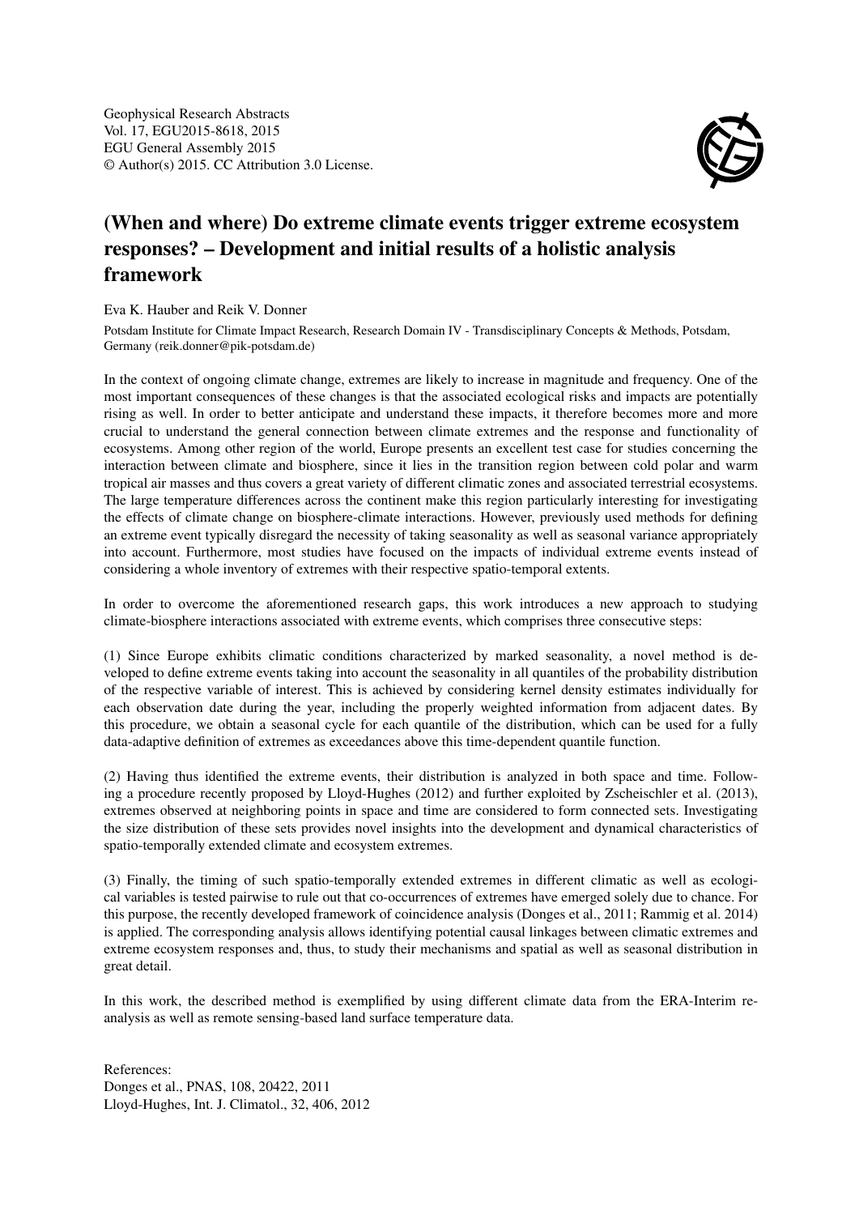Geophysical Research Abstracts
Vol. 17, EGU2015-8618, 2015
EGU General Assembly 2015
© Author(s) 2015. CC Attribution 3.0 License.

# (When and where) Do extreme climate events trigger extreme ecosystem responses? – Development and initial results of a holistic analysis framework

Eva K. Hauber and Reik V. Donner

Potsdam Institute for Climate Impact Research, Research Domain IV - Transdisciplinary Concepts & Methods, Potsdam, Germany (reik.donner@pik-potsdam.de)

In the context of ongoing climate change, extremes are likely to increase in magnitude and frequency. One of the most important consequences of these changes is that the associated ecological risks and impacts are potentially rising as well. In order to better anticipate and understand these impacts, it therefore becomes more and more crucial to understand the general connection between climate extremes and the response and functionality of ecosystems. Among other region of the world, Europe presents an excellent test case for studies concerning the interaction between climate and biosphere, since it lies in the transition region between cold polar and warm tropical air masses and thus covers a great variety of different climatic zones and associated terrestrial ecosystems. The large temperature differences across the continent make this region particularly interesting for investigating the effects of climate change on biosphere-climate interactions. However, previously used methods for defining an extreme event typically disregard the necessity of taking seasonality as well as seasonal variance appropriately into account. Furthermore, most studies have focused on the impacts of individual extreme events instead of considering a whole inventory of extremes with their respective spatio-temporal extents.

In order to overcome the aforementioned research gaps, this work introduces a new approach to studying climate-biosphere interactions associated with extreme events, which comprises three consecutive steps:

(1) Since Europe exhibits climatic conditions characterized by marked seasonality, a novel method is developed to define extreme events taking into account the seasonality in all quantiles of the probability distribution of the respective variable of interest. This is achieved by considering kernel density estimates individually for each observation date during the year, including the properly weighted information from adjacent dates. By this procedure, we obtain a seasonal cycle for each quantile of the distribution, which can be used for a fully data-adaptive definition of extremes as exceedances above this time-dependent quantile function.

(2) Having thus identified the extreme events, their distribution is analyzed in both space and time. Following a procedure recently proposed by Lloyd-Hughes (2012) and further exploited by Zscheischler et al. (2013), extremes observed at neighboring points in space and time are considered to form connected sets. Investigating the size distribution of these sets provides novel insights into the development and dynamical characteristics of spatio-temporally extended climate and ecosystem extremes.

(3) Finally, the timing of such spatio-temporally extended extremes in different climatic as well as ecological variables is tested pairwise to rule out that co-occurrences of extremes have emerged solely due to chance. For this purpose, the recently developed framework of coincidence analysis (Donges et al., 2011; Rammig et al. 2014) is applied. The corresponding analysis allows identifying potential causal linkages between climatic extremes and extreme ecosystem responses and, thus, to study their mechanisms and spatial as well as seasonal distribution in great detail.

In this work, the described method is exemplified by using different climate data from the ERA-Interim reanalysis as well as remote sensing-based land surface temperature data.

References:
Donges et al., PNAS, 108, 20422, 2011
Lloyd-Hughes, Int. J. Climatol., 32, 406, 2012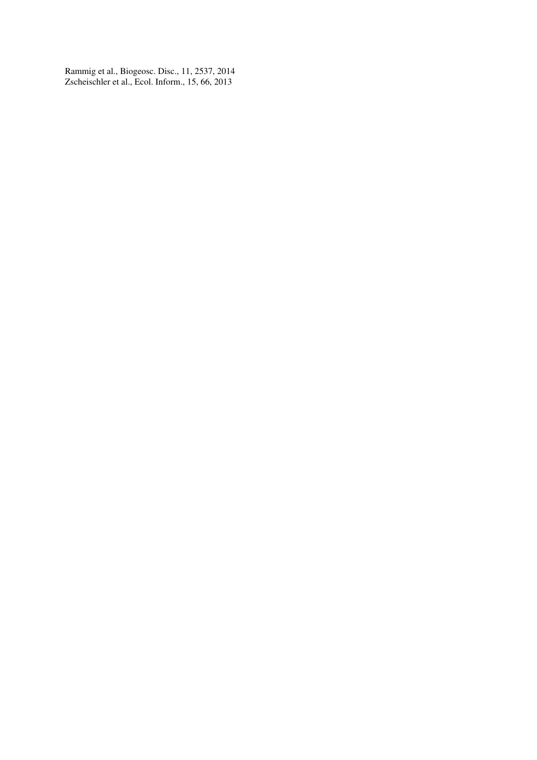Rammig et al., Biogeosc. Disc., 11, 2537, 2014
Zscheischler et al., Ecol. Inform., 15, 66, 2013